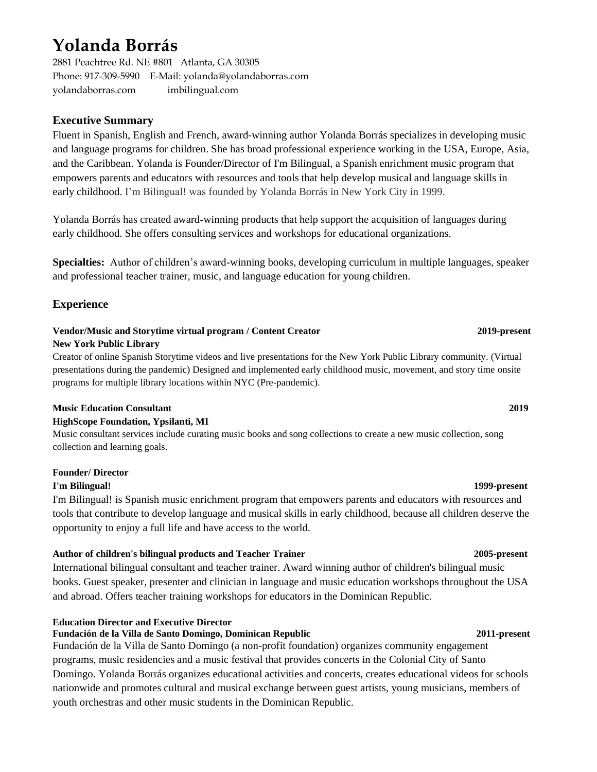# Yolanda Borrás

2881 Peachtree Rd. NE #801 Atlanta, GA 30305
Phone: 917-309-5990 E-Mail: yolanda@yolandaborras.com
yolandaborras.com imbilingual.com

## Executive Summary

Fluent in Spanish, English and French, award-winning author Yolanda Borrás specializes in developing music and language programs for children. She has broad professional experience working in the USA, Europe, Asia, and the Caribbean. Yolanda is Founder/Director of I'm Bilingual, a Spanish enrichment music program that empowers parents and educators with resources and tools that help develop musical and language skills in early childhood. I'm Bilingual! was founded by Yolanda Borrás in New York City in 1999.

Yolanda Borrás has created award-winning products that help support the acquisition of languages during early childhood. She offers consulting services and workshops for educational organizations.

**Specialties:** Author of children's award-winning books, developing curriculum in multiple languages, speaker and professional teacher trainer, music, and language education for young children.

## Experience

**Vendor/Music and Storytime virtual program / Content Creator** — **2019-present**
**New York Public Library**
Creator of online Spanish Storytime videos and live presentations for the New York Public Library community. (Virtual presentations during the pandemic) Designed and implemented early childhood music, movement, and story time onsite programs for multiple library locations within NYC (Pre-pandemic).

**Music Education Consultant** — **2019**
**HighScope Foundation, Ypsilanti, MI**
Music consultant services include curating music books and song collections to create a new music collection, song collection and learning goals.

**Founder/ Director**
**I'm Bilingual!** — **1999-present**
I'm Bilingual! is Spanish music enrichment program that empowers parents and educators with resources and tools that contribute to develop language and musical skills in early childhood, because all children deserve the opportunity to enjoy a full life and have access to the world.

**Author of children's bilingual products and Teacher Trainer** — **2005-present**
International bilingual consultant and teacher trainer. Award winning author of children's bilingual music books. Guest speaker, presenter and clinician in language and music education workshops throughout the USA and abroad. Offers teacher training workshops for educators in the Dominican Republic.

**Education Director and Executive Director**
**Fundación de la Villa de Santo Domingo, Dominican Republic** — **2011-present**
Fundación de la Villa de Santo Domingo (a non-profit foundation) organizes community engagement programs, music residencies and a music festival that provides concerts in the Colonial City of Santo Domingo. Yolanda Borrás organizes educational activities and concerts, creates educational videos for schools nationwide and promotes cultural and musical exchange between guest artists, young musicians, members of youth orchestras and other music students in the Dominican Republic.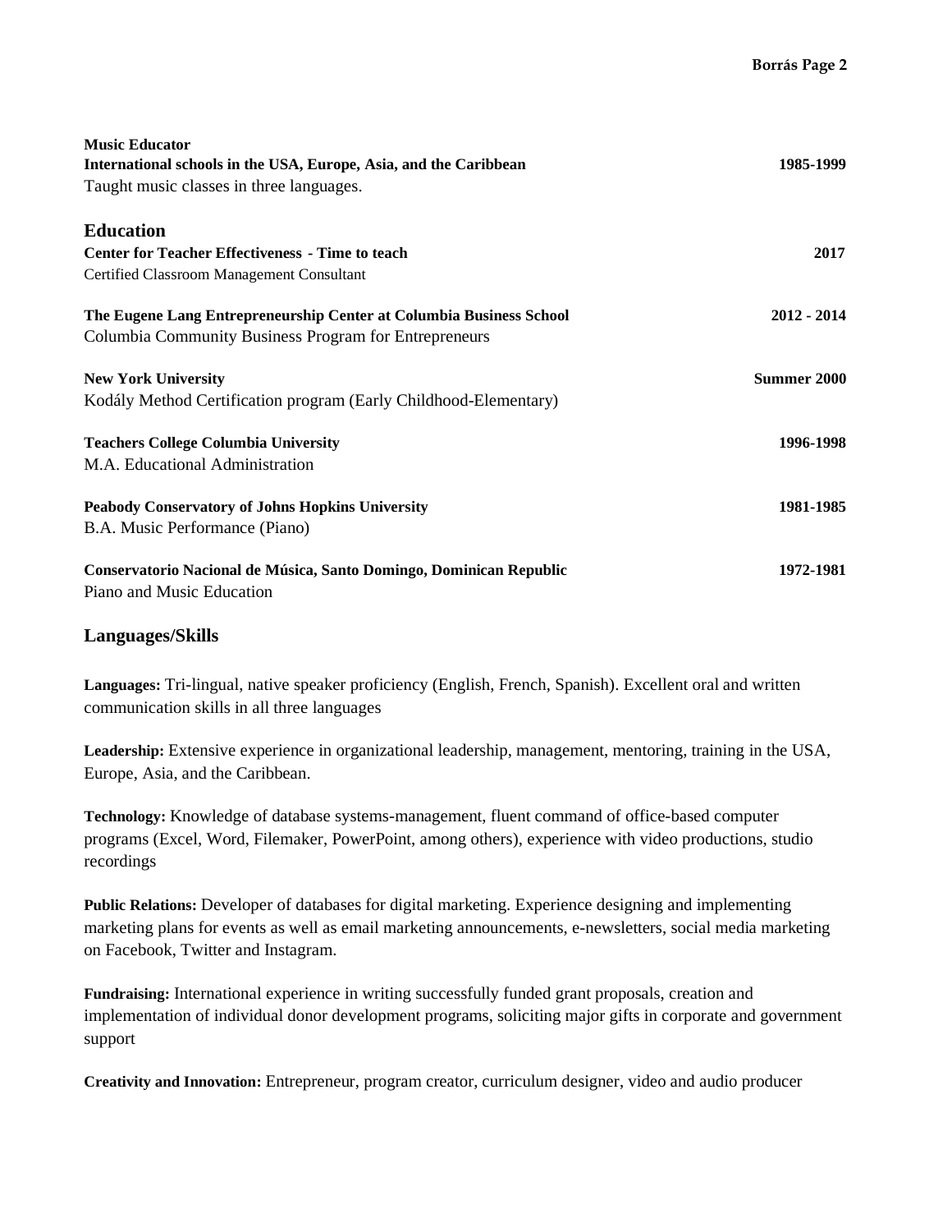**Music Educator**
**International schools in the USA, Europe, Asia, and the Caribbean** **1985-1999**
Taught music classes in three languages.

## Education

**Center for Teacher Effectiveness - Time to teach** **2017**
Certified Classroom Management Consultant

**The Eugene Lang Entrepreneurship Center at Columbia Business School** **2012 - 2014**
Columbia Community Business Program for Entrepreneurs

**New York University** **Summer 2000**
Kodály Method Certification program (Early Childhood-Elementary)

**Teachers College Columbia University** **1996-1998**
M.A. Educational Administration

**Peabody Conservatory of Johns Hopkins University** **1981-1985**
B.A. Music Performance (Piano)

**Conservatorio Nacional de Música, Santo Domingo, Dominican Republic** **1972-1981**
Piano and Music Education

## Languages/Skills

**Languages:** Tri-lingual, native speaker proficiency (English, French, Spanish). Excellent oral and written communication skills in all three languages

**Leadership:** Extensive experience in organizational leadership, management, mentoring, training in the USA, Europe, Asia, and the Caribbean.

**Technology:** Knowledge of database systems-management, fluent command of office-based computer programs (Excel, Word, Filemaker, PowerPoint, among others), experience with video productions, studio recordings

**Public Relations:** Developer of databases for digital marketing. Experience designing and implementing marketing plans for events as well as email marketing announcements, e-newsletters, social media marketing on Facebook, Twitter and Instagram.

**Fundraising:** International experience in writing successfully funded grant proposals, creation and implementation of individual donor development programs, soliciting major gifts in corporate and government support

**Creativity and Innovation:** Entrepreneur, program creator, curriculum designer, video and audio producer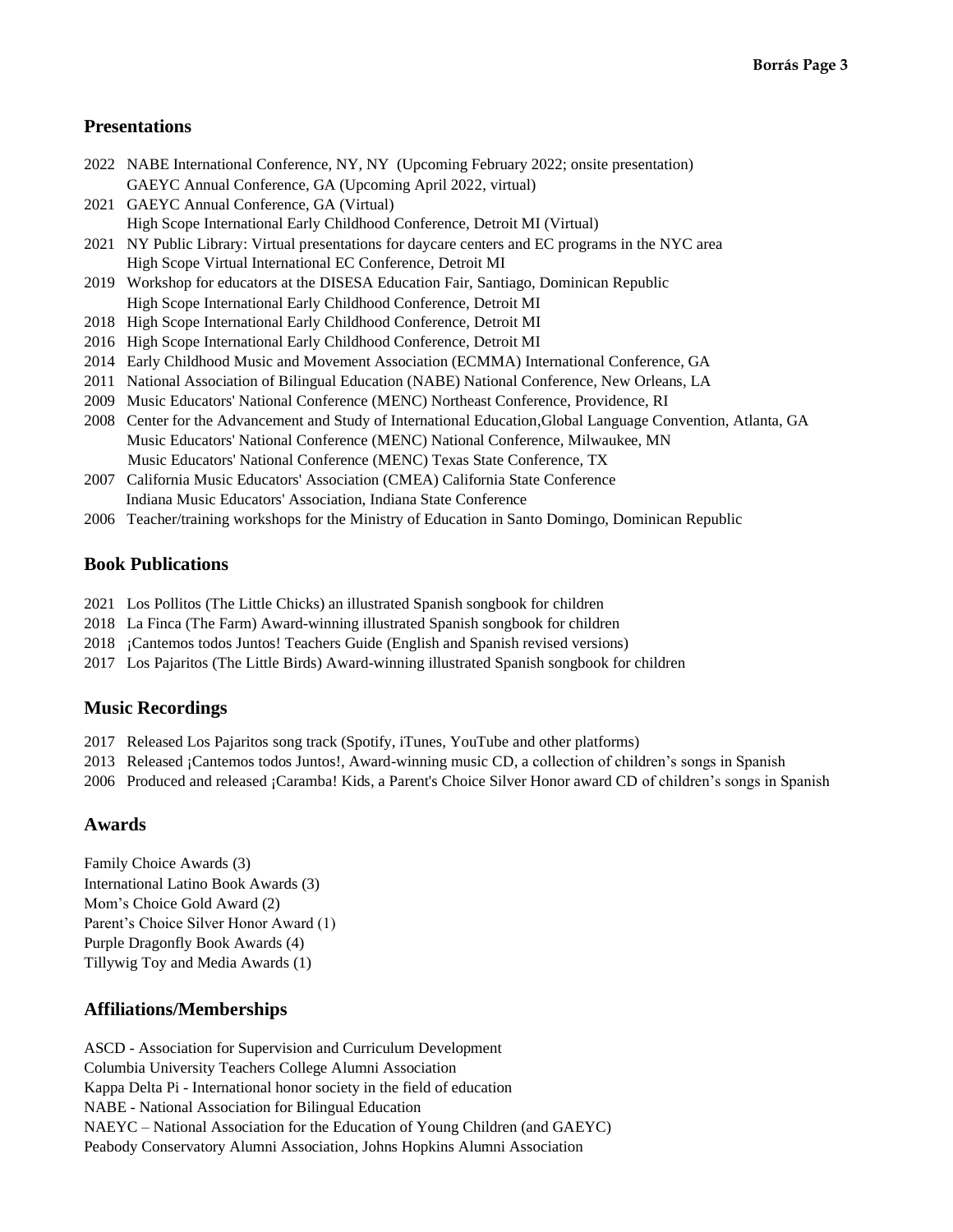## Presentations

2022 NABE International Conference, NY, NY (Upcoming February 2022; onsite presentation)
GAEYC Annual Conference, GA (Upcoming April 2022, virtual)
2021 GAEYC Annual Conference, GA (Virtual)
High Scope International Early Childhood Conference, Detroit MI (Virtual)
2021 NY Public Library: Virtual presentations for daycare centers and EC programs in the NYC area
High Scope Virtual International EC Conference, Detroit MI
2019 Workshop for educators at the DISESA Education Fair, Santiago, Dominican Republic
High Scope International Early Childhood Conference, Detroit MI
2018 High Scope International Early Childhood Conference, Detroit MI
2016 High Scope International Early Childhood Conference, Detroit MI
2014 Early Childhood Music and Movement Association (ECMMA) International Conference, GA
2011 National Association of Bilingual Education (NABE) National Conference, New Orleans, LA
2009 Music Educators' National Conference (MENC) Northeast Conference, Providence, RI
2008 Center for the Advancement and Study of International Education,Global Language Convention, Atlanta, GA
Music Educators' National Conference (MENC) National Conference, Milwaukee, MN
Music Educators' National Conference (MENC) Texas State Conference, TX
2007 California Music Educators' Association (CMEA) California State Conference
Indiana Music Educators' Association, Indiana State Conference
2006 Teacher/training workshops for the Ministry of Education in Santo Domingo, Dominican Republic

## Book Publications

2021 Los Pollitos (The Little Chicks) an illustrated Spanish songbook for children
2018 La Finca (The Farm) Award-winning illustrated Spanish songbook for children
2018 ¡Cantemos todos Juntos! Teachers Guide (English and Spanish revised versions)
2017 Los Pajaritos (The Little Birds) Award-winning illustrated Spanish songbook for children

## Music Recordings

2017 Released Los Pajaritos song track (Spotify, iTunes, YouTube and other platforms)
2013 Released ¡Cantemos todos Juntos!, Award-winning music CD, a collection of children's songs in Spanish
2006 Produced and released ¡Caramba! Kids, a Parent's Choice Silver Honor award CD of children's songs in Spanish

## Awards

Family Choice Awards (3)
International Latino Book Awards (3)
Mom's Choice Gold Award (2)
Parent's Choice Silver Honor Award (1)
Purple Dragonfly Book Awards (4)
Tillywig Toy and Media Awards (1)

## Affiliations/Memberships

ASCD - Association for Supervision and Curriculum Development
Columbia University Teachers College Alumni Association
Kappa Delta Pi - International honor society in the field of education
NABE - National Association for Bilingual Education
NAEYC – National Association for the Education of Young Children (and GAEYC)
Peabody Conservatory Alumni Association, Johns Hopkins Alumni Association